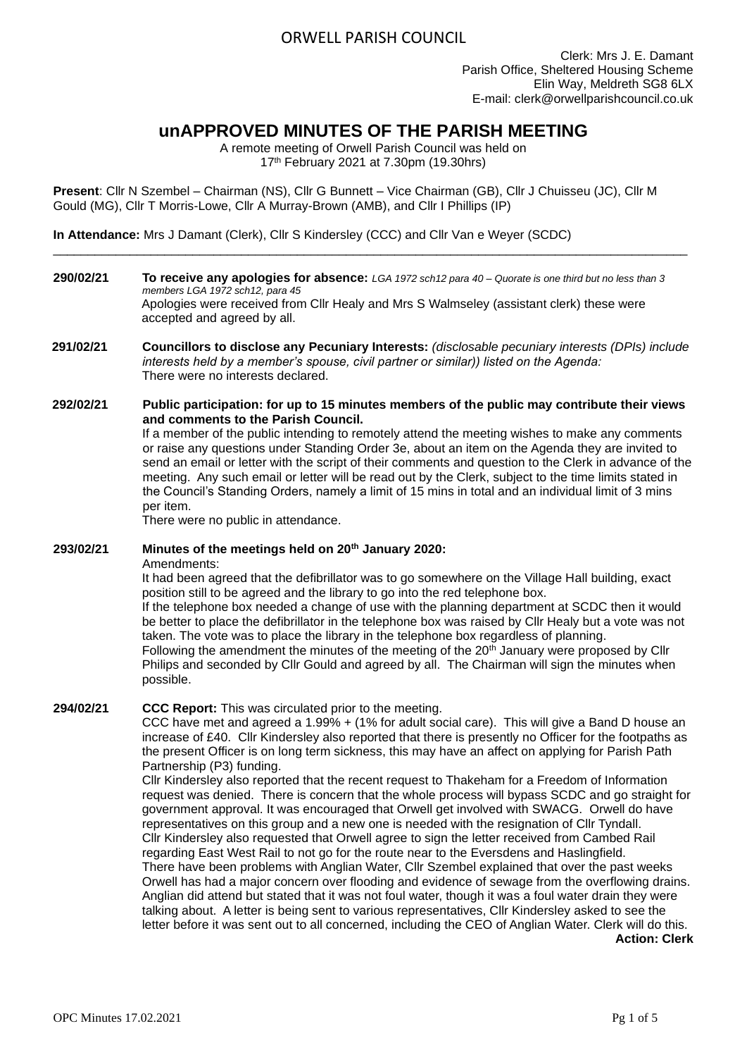# ORWELL PARISH COUNCIL

Clerk: Mrs J. E. Damant
Parish Office, Sheltered Housing Scheme
Elin Way, Meldreth SG8 6LX
E-mail: clerk@orwellparishcouncil.co.uk

## unAPPROVED MINUTES OF THE PARISH MEETING

A remote meeting of Orwell Parish Council was held on
17th February 2021 at 7.30pm (19.30hrs)

**Present**: Cllr N Szembel – Chairman (NS), Cllr G Bunnett – Vice Chairman (GB), Cllr J Chuisseu (JC), Cllr M Gould (MG), Cllr T Morris-Lowe, Cllr A Murray-Brown (AMB), and Cllr I Phillips (IP)

**In Attendance:** Mrs J Damant (Clerk), Cllr S Kindersley (CCC) and Cllr Van e Weyer (SCDC)

---

**290/02/21** **To receive any apologies for absence:** *LGA 1972 sch12 para 40 – Quorate is one third but no less than 3 members LGA 1972 sch12, para 45*
Apologies were received from Cllr Healy and Mrs S Walmseley (assistant clerk) these were accepted and agreed by all.

**291/02/21** **Councillors to disclose any Pecuniary Interests:** *(disclosable pecuniary interests (DPIs) include interests held by a member's spouse, civil partner or similar)) listed on the Agenda:*
There were no interests declared.

**292/02/21** **Public participation: for up to 15 minutes members of the public may contribute their views and comments to the Parish Council.**
If a member of the public intending to remotely attend the meeting wishes to make any comments or raise any questions under Standing Order 3e, about an item on the Agenda they are invited to send an email or letter with the script of their comments and question to the Clerk in advance of the meeting. Any such email or letter will be read out by the Clerk, subject to the time limits stated in the Council's Standing Orders, namely a limit of 15 mins in total and an individual limit of 3 mins per item.
There were no public in attendance.

**293/02/21** **Minutes of the meetings held on 20th January 2020:**
Amendments:
It had been agreed that the defibrillator was to go somewhere on the Village Hall building, exact position still to be agreed and the library to go into the red telephone box.
If the telephone box needed a change of use with the planning department at SCDC then it would be better to place the defibrillator in the telephone box was raised by Cllr Healy but a vote was not taken. The vote was to place the library in the telephone box regardless of planning.
Following the amendment the minutes of the meeting of the 20th January were proposed by Cllr Philips and seconded by Cllr Gould and agreed by all. The Chairman will sign the minutes when possible.

**294/02/21** **CCC Report:** This was circulated prior to the meeting.
CCC have met and agreed a 1.99% + (1% for adult social care). This will give a Band D house an increase of £40. Cllr Kindersley also reported that there is presently no Officer for the footpaths as the present Officer is on long term sickness, this may have an affect on applying for Parish Path Partnership (P3) funding.
Cllr Kindersley also reported that the recent request to Thakeham for a Freedom of Information request was denied. There is concern that the whole process will bypass SCDC and go straight for government approval. It was encouraged that Orwell get involved with SWACG. Orwell do have representatives on this group and a new one is needed with the resignation of Cllr Tyndall.
Cllr Kindersley also requested that Orwell agree to sign the letter received from Cambed Rail regarding East West Rail to not go for the route near to the Eversdens and Haslingfield.
There have been problems with Anglian Water, Cllr Szembel explained that over the past weeks Orwell has had a major concern over flooding and evidence of sewage from the overflowing drains. Anglian did attend but stated that it was not foul water, though it was a foul water drain they were talking about. A letter is being sent to various representatives, Cllr Kindersley asked to see the letter before it was sent out to all concerned, including the CEO of Anglian Water. Clerk will do this.
**Action: Clerk**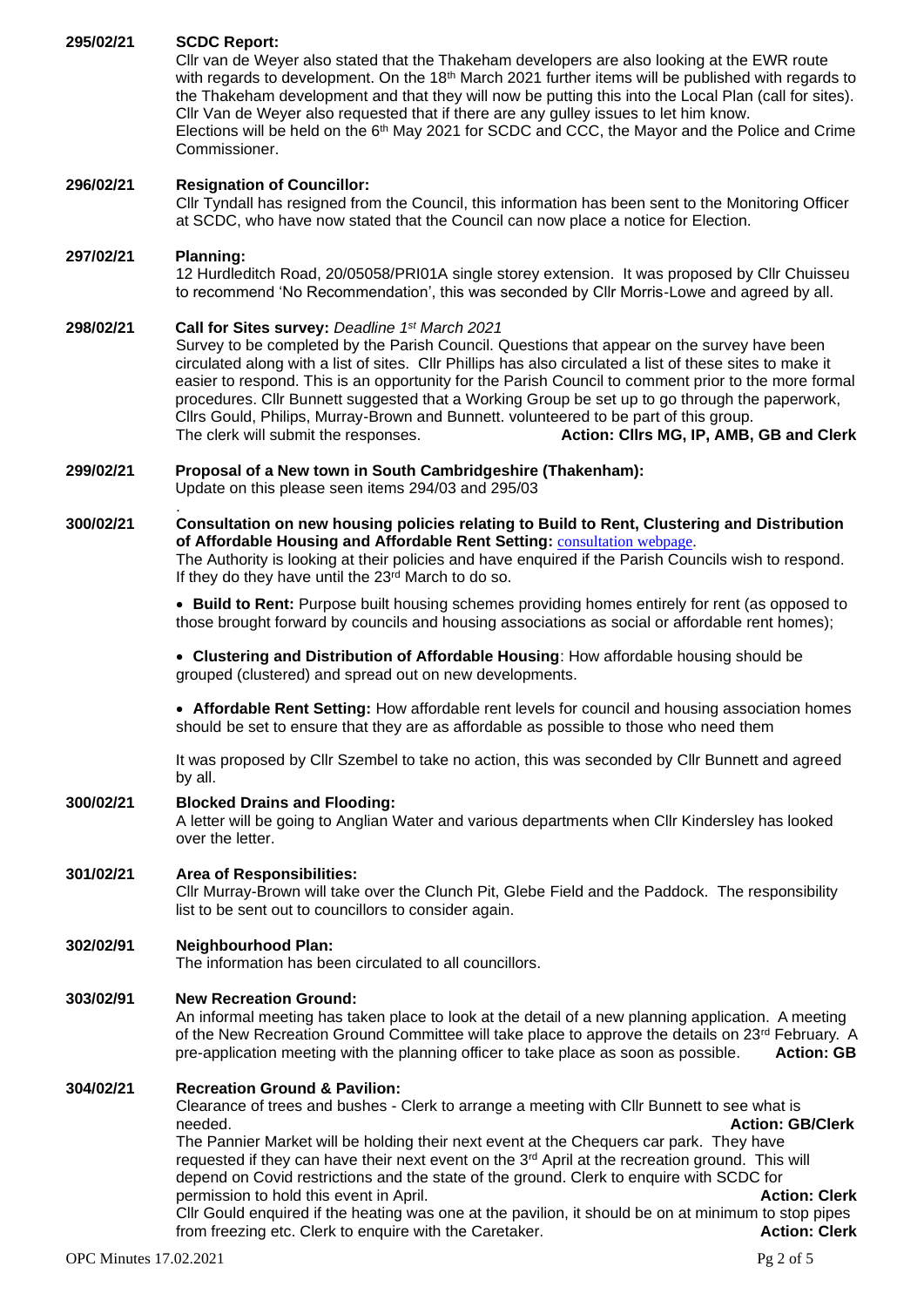**295/02/21 SCDC Report:**

Cllr van de Weyer also stated that the Thakeham developers are also looking at the EWR route with regards to development. On the 18th March 2021 further items will be published with regards to the Thakeham development and that they will now be putting this into the Local Plan (call for sites). Cllr Van de Weyer also requested that if there are any gulley issues to let him know. Elections will be held on the 6th May 2021 for SCDC and CCC, the Mayor and the Police and Crime Commissioner.

**296/02/21 Resignation of Councillor:**

Cllr Tyndall has resigned from the Council, this information has been sent to the Monitoring Officer at SCDC, who have now stated that the Council can now place a notice for Election.

**297/02/21 Planning:**

12 Hurdleditch Road, 20/05058/PRI01A single storey extension. It was proposed by Cllr Chuisseu to recommend 'No Recommendation', this was seconded by Cllr Morris-Lowe and agreed by all.

**298/02/21 Call for Sites survey:** *Deadline 1st March 2021*

Survey to be completed by the Parish Council. Questions that appear on the survey have been circulated along with a list of sites. Cllr Phillips has also circulated a list of these sites to make it easier to respond. This is an opportunity for the Parish Council to comment prior to the more formal procedures. Cllr Bunnett suggested that a Working Group be set up to go through the paperwork, Cllrs Gould, Philips, Murray-Brown and Bunnett. volunteered to be part of this group.

The clerk will submit the responses. **Action: Cllrs MG, IP, AMB, GB and Clerk**

**299/02/21 Proposal of a New town in South Cambridgeshire (Thakenham):**

Update on this please seen items 294/03 and 295/03

.

**300/02/21 Consultation on new housing policies relating to Build to Rent, Clustering and Distribution of Affordable Housing and Affordable Rent Setting:** consultation webpage.

The Authority is looking at their policies and have enquired if the Parish Councils wish to respond. If they do they have until the 23rd March to do so.

- **Build to Rent:** Purpose built housing schemes providing homes entirely for rent (as opposed to those brought forward by councils and housing associations as social or affordable rent homes);

- **Clustering and Distribution of Affordable Housing**: How affordable housing should be grouped (clustered) and spread out on new developments.

- **Affordable Rent Setting:** How affordable rent levels for council and housing association homes should be set to ensure that they are as affordable as possible to those who need them

It was proposed by Cllr Szembel to take no action, this was seconded by Cllr Bunnett and agreed by all.

**300/02/21 Blocked Drains and Flooding:**

A letter will be going to Anglian Water and various departments when Cllr Kindersley has looked over the letter.

**301/02/21 Area of Responsibilities:**

Cllr Murray-Brown will take over the Clunch Pit, Glebe Field and the Paddock. The responsibility list to be sent out to councillors to consider again.

**302/02/91 Neighbourhood Plan:**

The information has been circulated to all councillors.

**303/02/91 New Recreation Ground:**

An informal meeting has taken place to look at the detail of a new planning application. A meeting of the New Recreation Ground Committee will take place to approve the details on 23rd February. A pre-application meeting with the planning officer to take place as soon as possible. **Action: GB**

**304/02/21 Recreation Ground & Pavilion:**

Clearance of trees and bushes - Clerk to arrange a meeting with Cllr Bunnett to see what is needed. **Action: GB/Clerk**

The Pannier Market will be holding their next event at the Chequers car park. They have requested if they can have their next event on the 3rd April at the recreation ground. This will depend on Covid restrictions and the state of the ground. Clerk to enquire with SCDC for permission to hold this event in April. **Action: Clerk**

Cllr Gould enquired if the heating was one at the pavilion, it should be on at minimum to stop pipes from freezing etc. Clerk to enquire with the Caretaker. **Action: Clerk**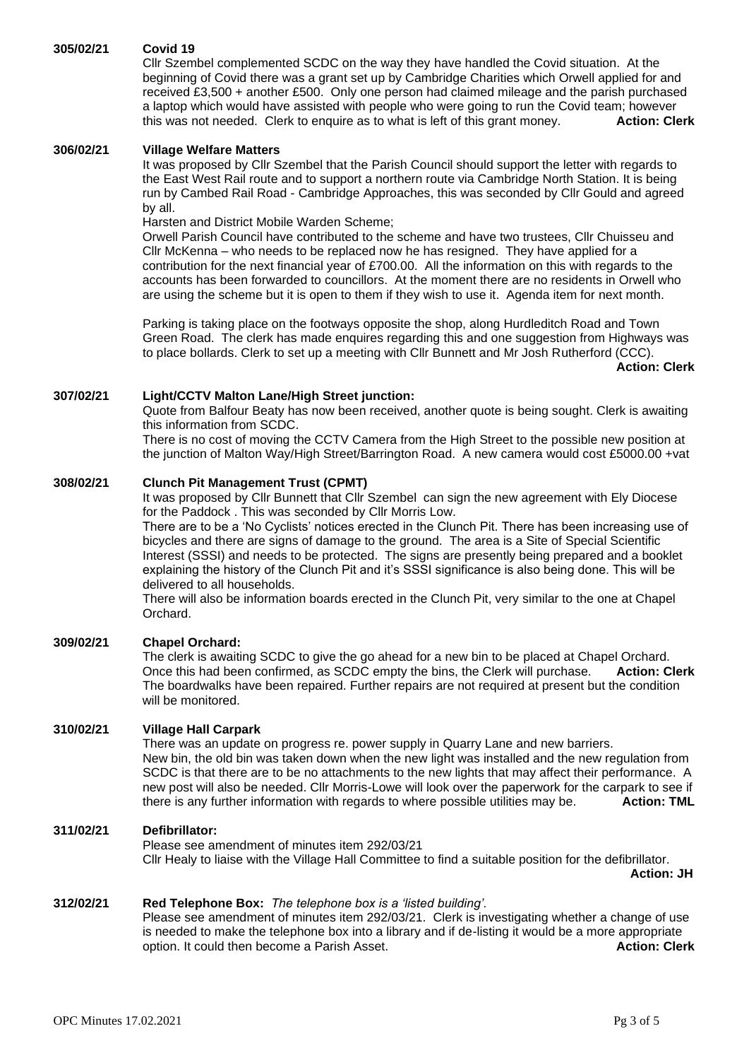**305/02/21 Covid 19**

Cllr Szembel complemented SCDC on the way they have handled the Covid situation. At the beginning of Covid there was a grant set up by Cambridge Charities which Orwell applied for and received £3,500 + another £500. Only one person had claimed mileage and the parish purchased a laptop which would have assisted with people who were going to run the Covid team; however this was not needed. Clerk to enquire as to what is left of this grant money. **Action: Clerk**

**306/02/21 Village Welfare Matters**

It was proposed by Cllr Szembel that the Parish Council should support the letter with regards to the East West Rail route and to support a northern route via Cambridge North Station. It is being run by Cambed Rail Road - Cambridge Approaches, this was seconded by Cllr Gould and agreed by all.

Harsten and District Mobile Warden Scheme;

Orwell Parish Council have contributed to the scheme and have two trustees, Cllr Chuisseu and Cllr McKenna – who needs to be replaced now he has resigned. They have applied for a contribution for the next financial year of £700.00. All the information on this with regards to the accounts has been forwarded to councillors. At the moment there are no residents in Orwell who are using the scheme but it is open to them if they wish to use it. Agenda item for next month.

Parking is taking place on the footways opposite the shop, along Hurdleditch Road and Town Green Road. The clerk has made enquires regarding this and one suggestion from Highways was to place bollards. Clerk to set up a meeting with Cllr Bunnett and Mr Josh Rutherford (CCC).
**Action: Clerk**

**307/02/21 Light/CCTV Malton Lane/High Street junction:**

Quote from Balfour Beaty has now been received, another quote is being sought. Clerk is awaiting this information from SCDC.

There is no cost of moving the CCTV Camera from the High Street to the possible new position at the junction of Malton Way/High Street/Barrington Road. A new camera would cost £5000.00 +vat

**308/02/21 Clunch Pit Management Trust (CPMT)**

It was proposed by Cllr Bunnett that Cllr Szembel can sign the new agreement with Ely Diocese for the Paddock . This was seconded by Cllr Morris Low.

There are to be a 'No Cyclists' notices erected in the Clunch Pit. There has been increasing use of bicycles and there are signs of damage to the ground. The area is a Site of Special Scientific Interest (SSSI) and needs to be protected. The signs are presently being prepared and a booklet explaining the history of the Clunch Pit and it's SSSI significance is also being done. This will be delivered to all households.

There will also be information boards erected in the Clunch Pit, very similar to the one at Chapel Orchard.

**309/02/21 Chapel Orchard:**

The clerk is awaiting SCDC to give the go ahead for a new bin to be placed at Chapel Orchard. Once this had been confirmed, as SCDC empty the bins, the Clerk will purchase. **Action: Clerk**
The boardwalks have been repaired. Further repairs are not required at present but the condition will be monitored.

**310/02/21 Village Hall Carpark**

There was an update on progress re. power supply in Quarry Lane and new barriers.
New bin, the old bin was taken down when the new light was installed and the new regulation from SCDC is that there are to be no attachments to the new lights that may affect their performance. A new post will also be needed. Cllr Morris-Lowe will look over the paperwork for the carpark to see if there is any further information with regards to where possible utilities may be. **Action: TML**

**311/02/21 Defibrillator:**

Please see amendment of minutes item 292/03/21
Cllr Healy to liaise with the Village Hall Committee to find a suitable position for the defibrillator.
**Action: JH**

**312/02/21 Red Telephone Box:** *The telephone box is a 'listed building'.*

Please see amendment of minutes item 292/03/21. Clerk is investigating whether a change of use is needed to make the telephone box into a library and if de-listing it would be a more appropriate option. It could then become a Parish Asset. **Action: Clerk**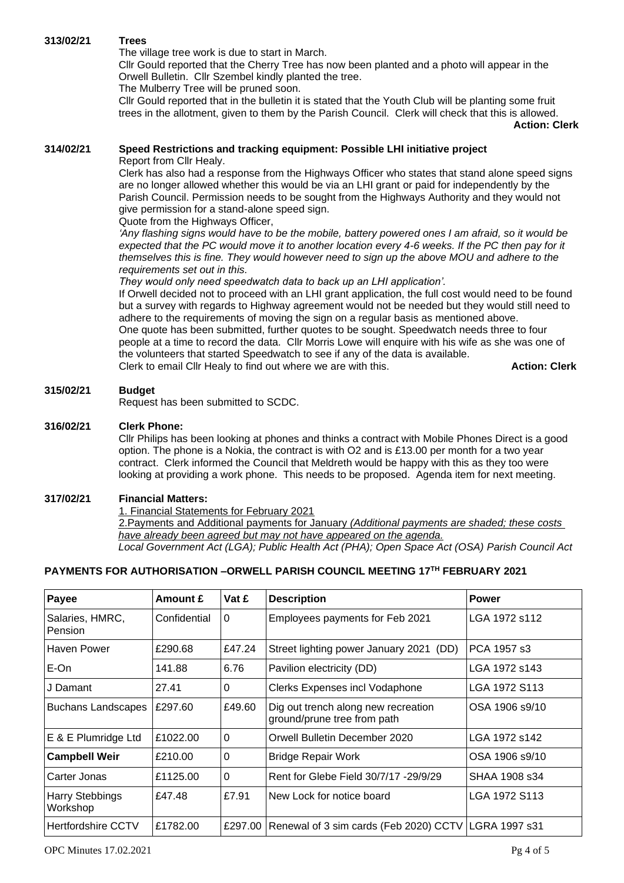**313/02/21 Trees**

The village tree work is due to start in March.
Cllr Gould reported that the Cherry Tree has now been planted and a photo will appear in the Orwell Bulletin. Cllr Szembel kindly planted the tree.
The Mulberry Tree will be pruned soon.
Cllr Gould reported that in the bulletin it is stated that the Youth Club will be planting some fruit trees in the allotment, given to them by the Parish Council. Clerk will check that this is allowed.

**Action: Clerk**

**314/02/21 Speed Restrictions and tracking equipment: Possible LHI initiative project**

Report from Cllr Healy.
Clerk has also had a response from the Highways Officer who states that stand alone speed signs are no longer allowed whether this would be via an LHI grant or paid for independently by the Parish Council. Permission needs to be sought from the Highways Authority and they would not give permission for a stand-alone speed sign.
Quote from the Highways Officer,
*'Any flashing signs would have to be the mobile, battery powered ones I am afraid, so it would be expected that the PC would move it to another location every 4-6 weeks. If the PC then pay for it themselves this is fine. They would however need to sign up the above MOU and adhere to the requirements set out in this.*
*They would only need speedwatch data to back up an LHI application'.*
If Orwell decided not to proceed with an LHI grant application, the full cost would need to be found but a survey with regards to Highway agreement would not be needed but they would still need to adhere to the requirements of moving the sign on a regular basis as mentioned above.
One quote has been submitted, further quotes to be sought. Speedwatch needs three to four people at a time to record the data. Cllr Morris Lowe will enquire with his wife as she was one of the volunteers that started Speedwatch to see if any of the data is available.
Clerk to email Cllr Healy to find out where we are with this. **Action: Clerk**

**315/02/21 Budget**

Request has been submitted to SCDC.

**316/02/21 Clerk Phone:**

Cllr Philips has been looking at phones and thinks a contract with Mobile Phones Direct is a good option. The phone is a Nokia, the contract is with O2 and is £13.00 per month for a two year contract. Clerk informed the Council that Meldreth would be happy with this as they too were looking at providing a work phone. This needs to be proposed. Agenda item for next meeting.

**317/02/21 Financial Matters:**

1. Financial Statements for February 2021
2.Payments and Additional payments for January *(Additional payments are shaded; these costs have already been agreed but may not have appeared on the agenda.*
*Local Government Act (LGA); Public Health Act (PHA); Open Space Act (OSA) Parish Council Act*

**PAYMENTS FOR AUTHORISATION –ORWELL PARISH COUNCIL MEETING 17TH FEBRUARY 2021**

| Payee | Amount £ | Vat £ | Description | Power |
|---|---|---|---|---|
| Salaries, HMRC, Pension | Confidential | 0 | Employees payments for Feb 2021 | LGA 1972 s112 |
| Haven Power | £290.68 | £47.24 | Street lighting power January 2021 (DD) | PCA 1957 s3 |
| E-On | 141.88 | 6.76 | Pavilion electricity (DD) | LGA 1972 s143 |
| J Damant | 27.41 | 0 | Clerks Expenses incl Vodaphone | LGA 1972 S113 |
| Buchans Landscapes | £297.60 | £49.60 | Dig out trench along new recreation ground/prune tree from path | OSA 1906 s9/10 |
| E & E Plumridge Ltd | £1022.00 | 0 | Orwell Bulletin December 2020 | LGA 1972 s142 |
| **Campbell Weir** | £210.00 | 0 | Bridge Repair Work | OSA 1906 s9/10 |
| Carter Jonas | £1125.00 | 0 | Rent for Glebe Field 30/7/17 -29/9/29 | SHAA 1908 s34 |
| Harry Stebbings Workshop | £47.48 | £7.91 | New Lock for notice board | LGA 1972 S113 |
| Hertfordshire CCTV | £1782.00 | £297.00 | Renewal of 3 sim cards (Feb 2020) CCTV | LGRA 1997 s31 |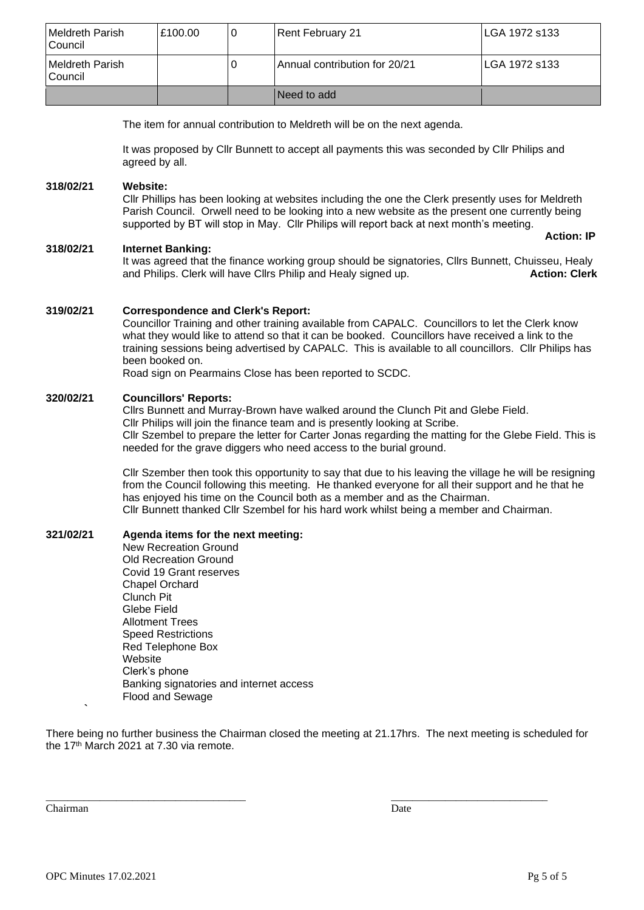| | | | | |
|---|---|---|---|---|
| Meldreth Parish Council | £100.00 | 0 | Rent February 21 | LGA 1972 s133 |
| Meldreth Parish Council | | 0 | Annual contribution for 20/21 | LGA 1972 s133 |
| | | | Need to add | |

The item for annual contribution to Meldreth will be on the next agenda.

It was proposed by Cllr Bunnett to accept all payments this was seconded by Cllr Philips and agreed by all.

**318/02/21 Website:**

Cllr Phillips has been looking at websites including the one the Clerk presently uses for Meldreth Parish Council. Orwell need to be looking into a new website as the present one currently being supported by BT will stop in May. Cllr Philips will report back at next month's meeting.

**Action: IP**

**318/02/21 Internet Banking:**

It was agreed that the finance working group should be signatories, Cllrs Bunnett, Chuisseu, Healy and Philips. Clerk will have Cllrs Philip and Healy signed up. **Action: Clerk**

**319/02/21 Correspondence and Clerk's Report:**

Councillor Training and other training available from CAPALC. Councillors to let the Clerk know what they would like to attend so that it can be booked. Councillors have received a link to the training sessions being advertised by CAPALC. This is available to all councillors. Cllr Philips has been booked on.

Road sign on Pearmains Close has been reported to SCDC.

**320/02/21 Councillors' Reports:**

Cllrs Bunnett and Murray-Brown have walked around the Clunch Pit and Glebe Field.
Cllr Philips will join the finance team and is presently looking at Scribe.
Cllr Szembel to prepare the letter for Carter Jonas regarding the matting for the Glebe Field. This is needed for the grave diggers who need access to the burial ground.

Cllr Szember then took this opportunity to say that due to his leaving the village he will be resigning from the Council following this meeting. He thanked everyone for all their support and he that he has enjoyed his time on the Council both as a member and as the Chairman.
Cllr Bunnett thanked Cllr Szembel for his hard work whilst being a member and Chairman.

**321/02/21 Agenda items for the next meeting:**

New Recreation Ground
Old Recreation Ground
Covid 19 Grant reserves
Chapel Orchard
Clunch Pit
Glebe Field
Allotment Trees
Speed Restrictions
Red Telephone Box
Website
Clerk's phone
Banking signatories and internet access
Flood and Sewage

There being no further business the Chairman closed the meeting at 21.17hrs. The next meeting is scheduled for the 17th March 2021 at 7.30 via remote.

_________________________________ Chairman

_________________________ Date